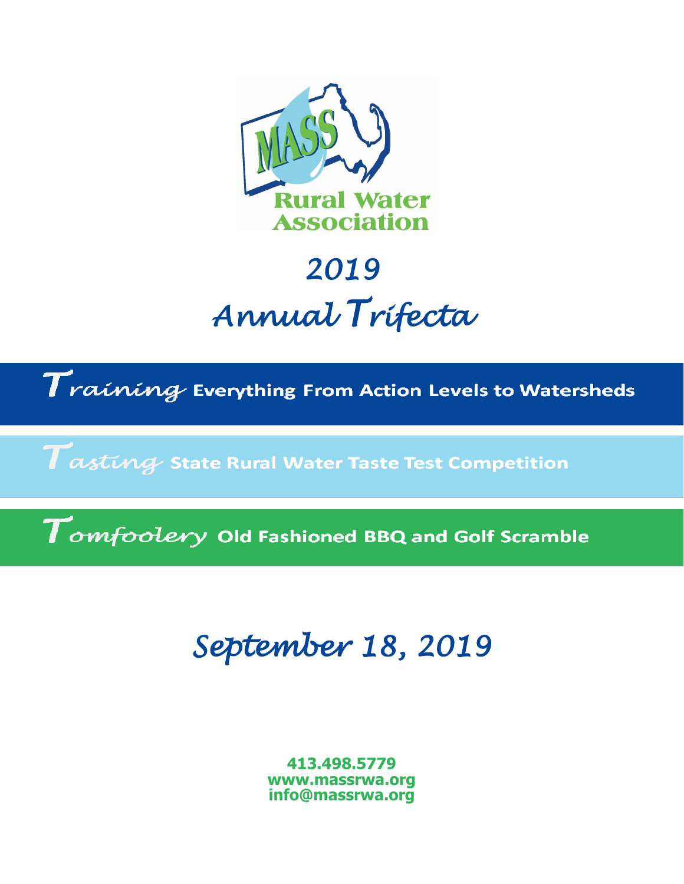MASS Rural Water Association

# 2019 Annual Trifecta

**Training** Everything From Action Levels to Watersheds

**Tasting** State Rural Water Taste Test Competition

**Tomfoolery** Old Fashioned BBQ and Golf Scramble

## September 18, 2019

**413.498.5779**
**www.massrwa.org**
**info@massrwa.org**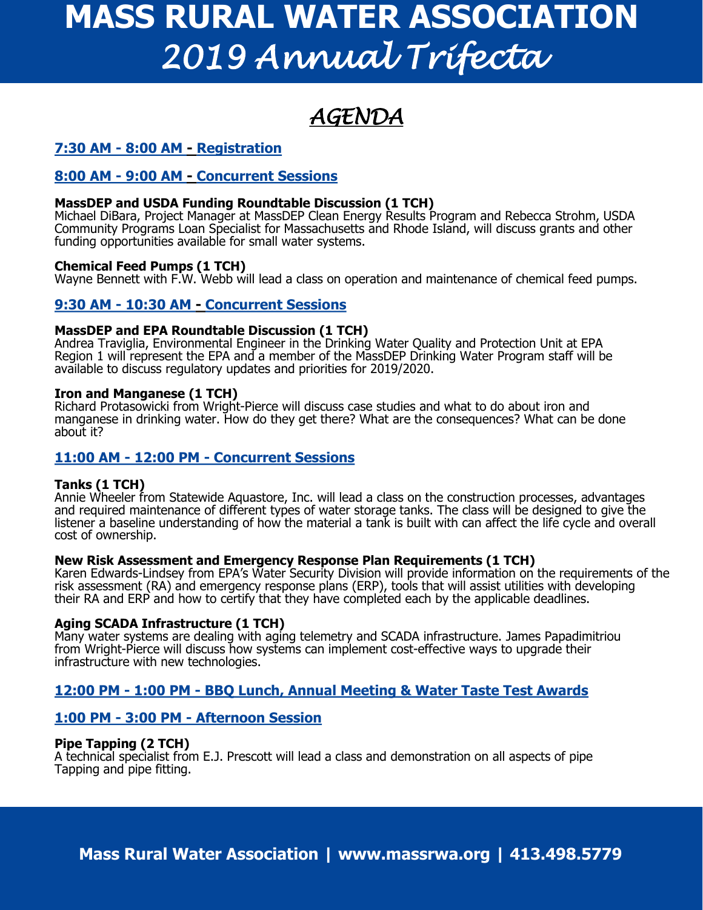# MASS RURAL WATER ASSOCIATION

## *2019 Annual Trifecta*

## *AGENDA*

### 7:30 AM - 8:00 AM - Registration

### 8:00 AM - 9:00 AM - Concurrent Sessions

**MassDEP and USDA Funding Roundtable Discussion (1 TCH)**
Michael DiBara, Project Manager at MassDEP Clean Energy Results Program and Rebecca Strohm, USDA Community Programs Loan Specialist for Massachusetts and Rhode Island, will discuss grants and other funding opportunities available for small water systems.

**Chemical Feed Pumps (1 TCH)**
Wayne Bennett with F.W. Webb will lead a class on operation and maintenance of chemical feed pumps.

### 9:30 AM - 10:30 AM - Concurrent Sessions

**MassDEP and EPA Roundtable Discussion (1 TCH)**
Andrea Traviglia, Environmental Engineer in the Drinking Water Quality and Protection Unit at EPA Region 1 will represent the EPA and a member of the MassDEP Drinking Water Program staff will be available to discuss regulatory updates and priorities for 2019/2020.

**Iron and Manganese (1 TCH)**
Richard Protasowicki from Wright-Pierce will discuss case studies and what to do about iron and manganese in drinking water. How do they get there? What are the consequences? What can be done about it?

### 11:00 AM - 12:00 PM - Concurrent Sessions

**Tanks (1 TCH)**
Annie Wheeler from Statewide Aquastore, Inc. will lead a class on the construction processes, advantages and required maintenance of different types of water storage tanks. The class will be designed to give the listener a baseline understanding of how the material a tank is built with can affect the life cycle and overall cost of ownership.

**New Risk Assessment and Emergency Response Plan Requirements (1 TCH)**
Karen Edwards-Lindsey from EPA's Water Security Division will provide information on the requirements of the risk assessment (RA) and emergency response plans (ERP), tools that will assist utilities with developing their RA and ERP and how to certify that they have completed each by the applicable deadlines.

**Aging SCADA Infrastructure (1 TCH)**
Many water systems are dealing with aging telemetry and SCADA infrastructure. James Papadimitriou from Wright-Pierce will discuss how systems can implement cost-effective ways to upgrade their infrastructure with new technologies.

### 12:00 PM - 1:00 PM - BBQ Lunch, Annual Meeting & Water Taste Test Awards

### 1:00 PM - 3:00 PM - Afternoon Session

**Pipe Tapping (2 TCH)**
A technical specialist from E.J. Prescott will lead a class and demonstration on all aspects of pipe Tapping and pipe fitting.

**Mass Rural Water Association | www.massrwa.org | 413.498.5779**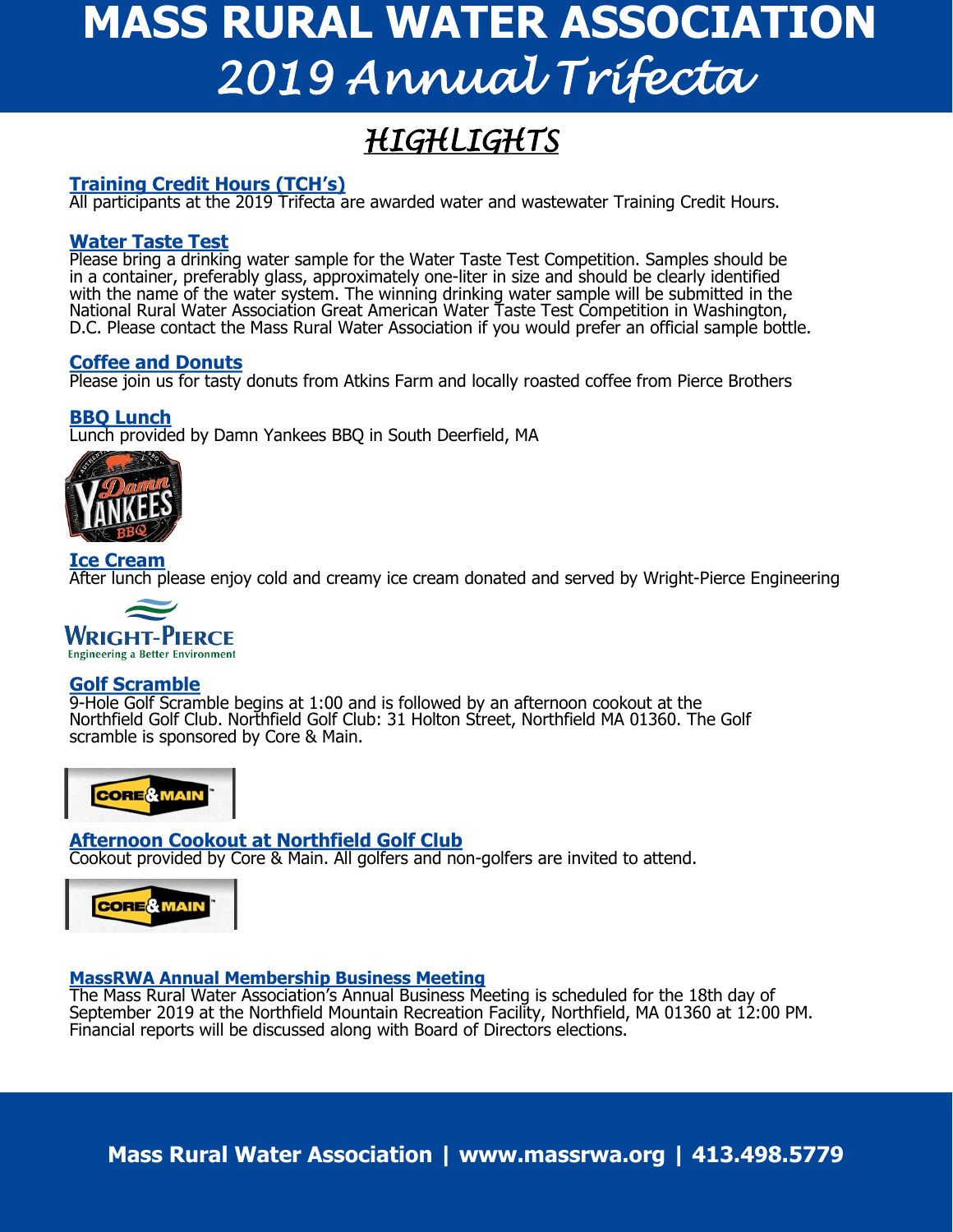# MASS RURAL WATER ASSOCIATION

## *2019 Annual Trifecta*

## *HIGHLIGHTS*

### Training Credit Hours (TCH's)

All participants at the 2019 Trifecta are awarded water and wastewater Training Credit Hours.

### Water Taste Test

Please bring a drinking water sample for the Water Taste Test Competition. Samples should be in a container, preferably glass, approximately one-liter in size and should be clearly identified with the name of the water system. The winning drinking water sample will be submitted in the National Rural Water Association Great American Water Taste Test Competition in Washington, D.C. Please contact the Mass Rural Water Association if you would prefer an official sample bottle.

### Coffee and Donuts

Please join us for tasty donuts from Atkins Farm and locally roasted coffee from Pierce Brothers

### BBQ Lunch

Lunch provided by Damn Yankees BBQ in South Deerfield, MA

### Ice Cream

After lunch please enjoy cold and creamy ice cream donated and served by Wright-Pierce Engineering

### Golf Scramble

9-Hole Golf Scramble begins at 1:00 and is followed by an afternoon cookout at the Northfield Golf Club. Northfield Golf Club: 31 Holton Street, Northfield MA 01360. The Golf scramble is sponsored by Core & Main.

### Afternoon Cookout at Northfield Golf Club

Cookout provided by Core & Main. All golfers and non-golfers are invited to attend.

### MassRWA Annual Membership Business Meeting

The Mass Rural Water Association's Annual Business Meeting is scheduled for the 18th day of September 2019 at the Northfield Mountain Recreation Facility, Northfield, MA 01360 at 12:00 PM. Financial reports will be discussed along with Board of Directors elections.

**Mass Rural Water Association | www.massrwa.org | 413.498.5779**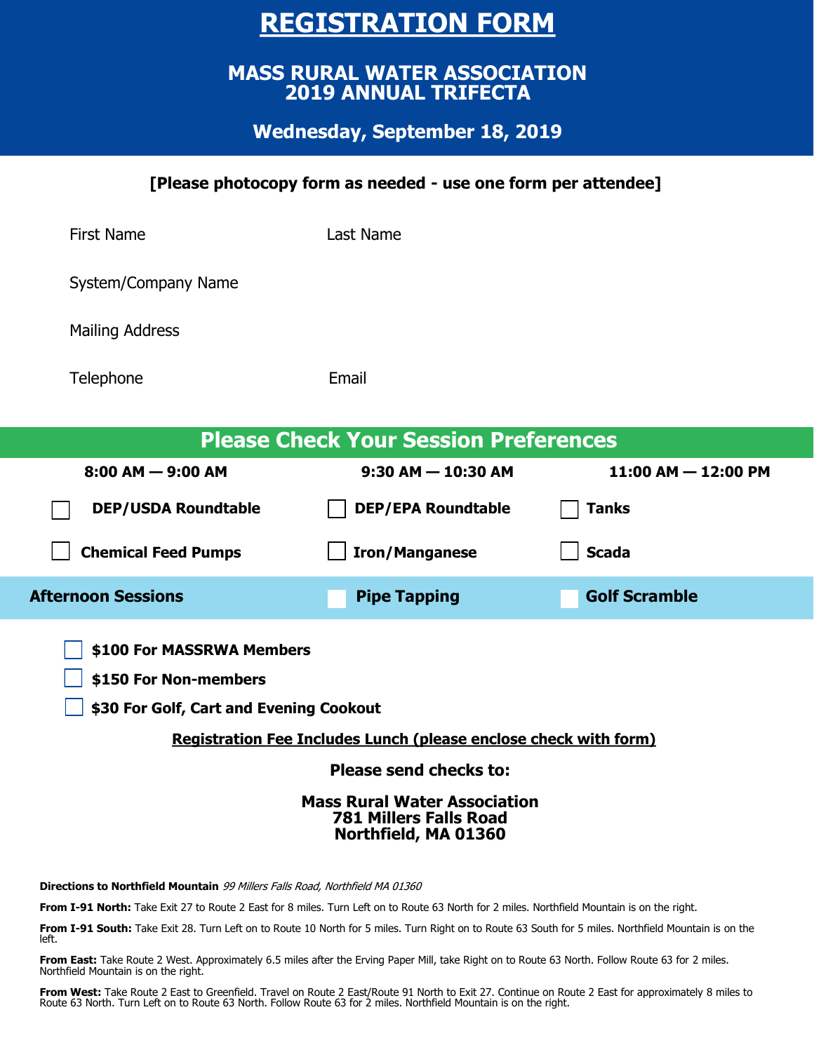# REGISTRATION FORM

## MASS RURAL WATER ASSOCIATION 2019 ANNUAL TRIFECTA

### Wednesday, September 18, 2019

**[Please photocopy form as needed - use one form per attendee]**

First Name

Last Name

System/Company Name

Mailing Address

Telephone

Email

## Please Check Your Session Preferences

| 8:00 AM — 9:00 AM | 9:30 AM — 10:30 AM | 11:00 AM — 12:00 PM |
|---|---|---|
| ☐ **DEP/USDA Roundtable** | ☐ **DEP/EPA Roundtable** | ☐ **Tanks** |
| ☐ **Chemical Feed Pumps** | ☐ **Iron/Manganese** | ☐ **Scada** |
| **Afternoon Sessions** | ☐ **Pipe Tapping** | ☐ **Golf Scramble** |

☐ **$100 For MASSRWA Members**

☐ **$150 For Non-members**

☐ **$30 For Golf, Cart and Evening Cookout**

**Registration Fee Includes Lunch (please enclose check with form)**

**Please send checks to:**

**Mass Rural Water Association**
**781 Millers Falls Road**
**Northfield, MA 01360**

**Directions to Northfield Mountain** *99 Millers Falls Road, Northfield MA 01360*

**From I-91 North:** Take Exit 27 to Route 2 East for 8 miles. Turn Left on to Route 63 North for 2 miles. Northfield Mountain is on the right.

**From I-91 South:** Take Exit 28. Turn Left on to Route 10 North for 5 miles. Turn Right on to Route 63 South for 5 miles. Northfield Mountain is on the left.

**From East:** Take Route 2 West. Approximately 6.5 miles after the Erving Paper Mill, take Right on to Route 63 North. Follow Route 63 for 2 miles. Northfield Mountain is on the right.

**From West:** Take Route 2 East to Greenfield. Travel on Route 2 East/Route 91 North to Exit 27. Continue on Route 2 East for approximately 8 miles to Route 63 North. Turn Left on to Route 63 North. Follow Route 63 for 2 miles. Northfield Mountain is on the right.